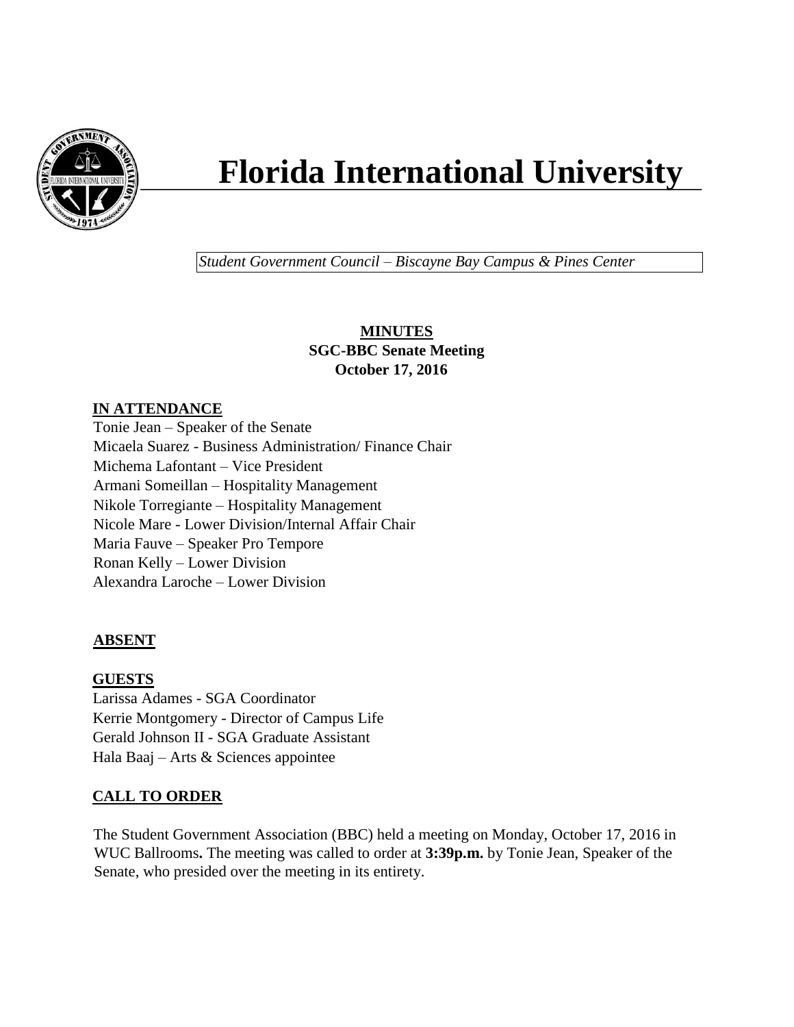# Florida International University

*Student Government Council – Biscayne Bay Campus & Pines Center*

**MINUTES**
**SGC-BBC Senate Meeting**
**October 17, 2016**

## IN ATTENDANCE

Tonie Jean – Speaker of the Senate
Micaela Suarez - Business Administration/ Finance Chair
Michema Lafontant – Vice President
Armani Someillan – Hospitality Management
Nikole Torregiante – Hospitality Management
Nicole Mare - Lower Division/Internal Affair Chair
Maria Fauve – Speaker Pro Tempore
Ronan Kelly – Lower Division
Alexandra Laroche – Lower Division

## ABSENT

## GUESTS

Larissa Adames - SGA Coordinator
Kerrie Montgomery - Director of Campus Life
Gerald Johnson II - SGA Graduate Assistant
Hala Baaj – Arts & Sciences appointee

## CALL TO ORDER

The Student Government Association (BBC) held a meeting on Monday, October 17, 2016 in WUC Ballrooms**.** The meeting was called to order at **3:39p.m.** by Tonie Jean, Speaker of the Senate, who presided over the meeting in its entirety.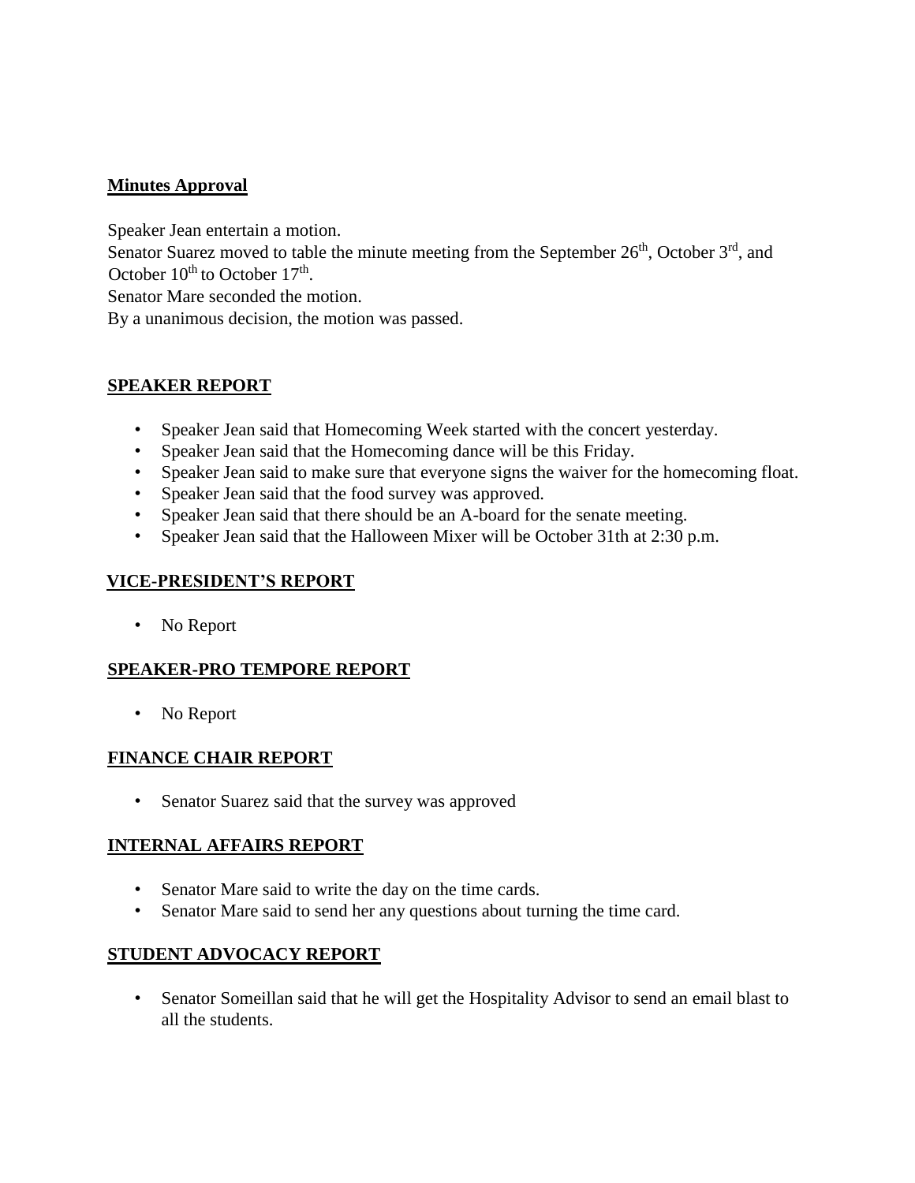**Minutes Approval**

Speaker Jean entertain a motion.
Senator Suarez moved to table the minute meeting from the September 26th, October 3rd, and October 10th to October 17th.
Senator Mare seconded the motion.
By a unanimous decision, the motion was passed.

**SPEAKER REPORT**

- Speaker Jean said that Homecoming Week started with the concert yesterday.
- Speaker Jean said that the Homecoming dance will be this Friday.
- Speaker Jean said to make sure that everyone signs the waiver for the homecoming float.
- Speaker Jean said that the food survey was approved.
- Speaker Jean said that there should be an A-board for the senate meeting.
- Speaker Jean said that the Halloween Mixer will be October 31th at 2:30 p.m.

**VICE-PRESIDENT'S REPORT**

- No Report

**SPEAKER-PRO TEMPORE REPORT**

- No Report

**FINANCE CHAIR REPORT**

- Senator Suarez said that the survey was approved

**INTERNAL AFFAIRS REPORT**

- Senator Mare said to write the day on the time cards.
- Senator Mare said to send her any questions about turning the time card.

**STUDENT ADVOCACY REPORT**

- Senator Someillan said that he will get the Hospitality Advisor to send an email blast to all the students.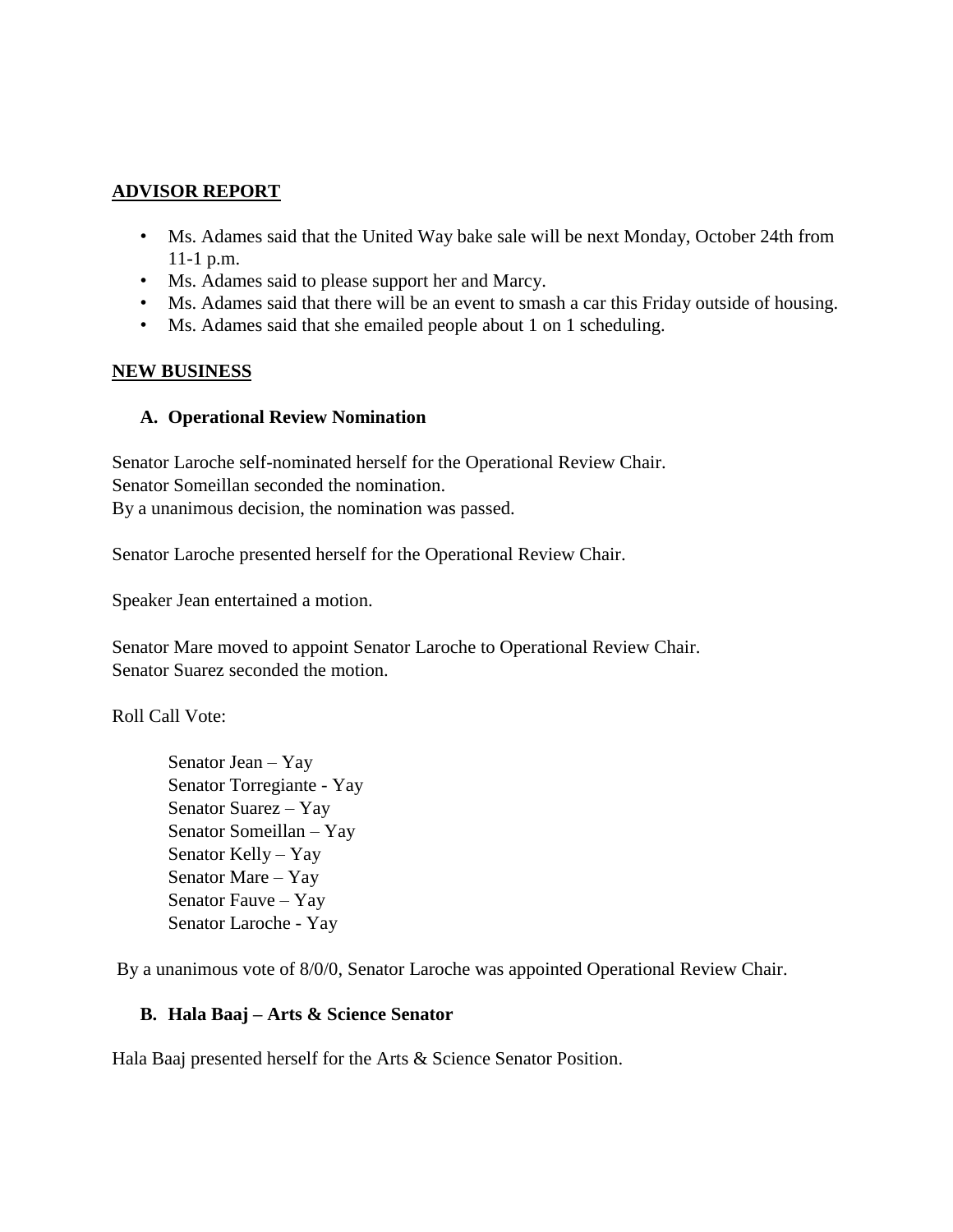## ADVISOR REPORT

- Ms. Adames said that the United Way bake sale will be next Monday, October 24th from 11-1 p.m.
- Ms. Adames said to please support her and Marcy.
- Ms. Adames said that there will be an event to smash a car this Friday outside of housing.
- Ms. Adames said that she emailed people about 1 on 1 scheduling.

## NEW BUSINESS

### A. Operational Review Nomination

Senator Laroche self-nominated herself for the Operational Review Chair.
Senator Someillan seconded the nomination.
By a unanimous decision, the nomination was passed.

Senator Laroche presented herself for the Operational Review Chair.

Speaker Jean entertained a motion.

Senator Mare moved to appoint Senator Laroche to Operational Review Chair.
Senator Suarez seconded the motion.

Roll Call Vote:

Senator Jean – Yay
Senator Torregiante - Yay
Senator Suarez – Yay
Senator Someillan – Yay
Senator Kelly – Yay
Senator Mare – Yay
Senator Fauve – Yay
Senator Laroche - Yay

By a unanimous vote of 8/0/0, Senator Laroche was appointed Operational Review Chair.

### B. Hala Baaj – Arts & Science Senator

Hala Baaj presented herself for the Arts & Science Senator Position.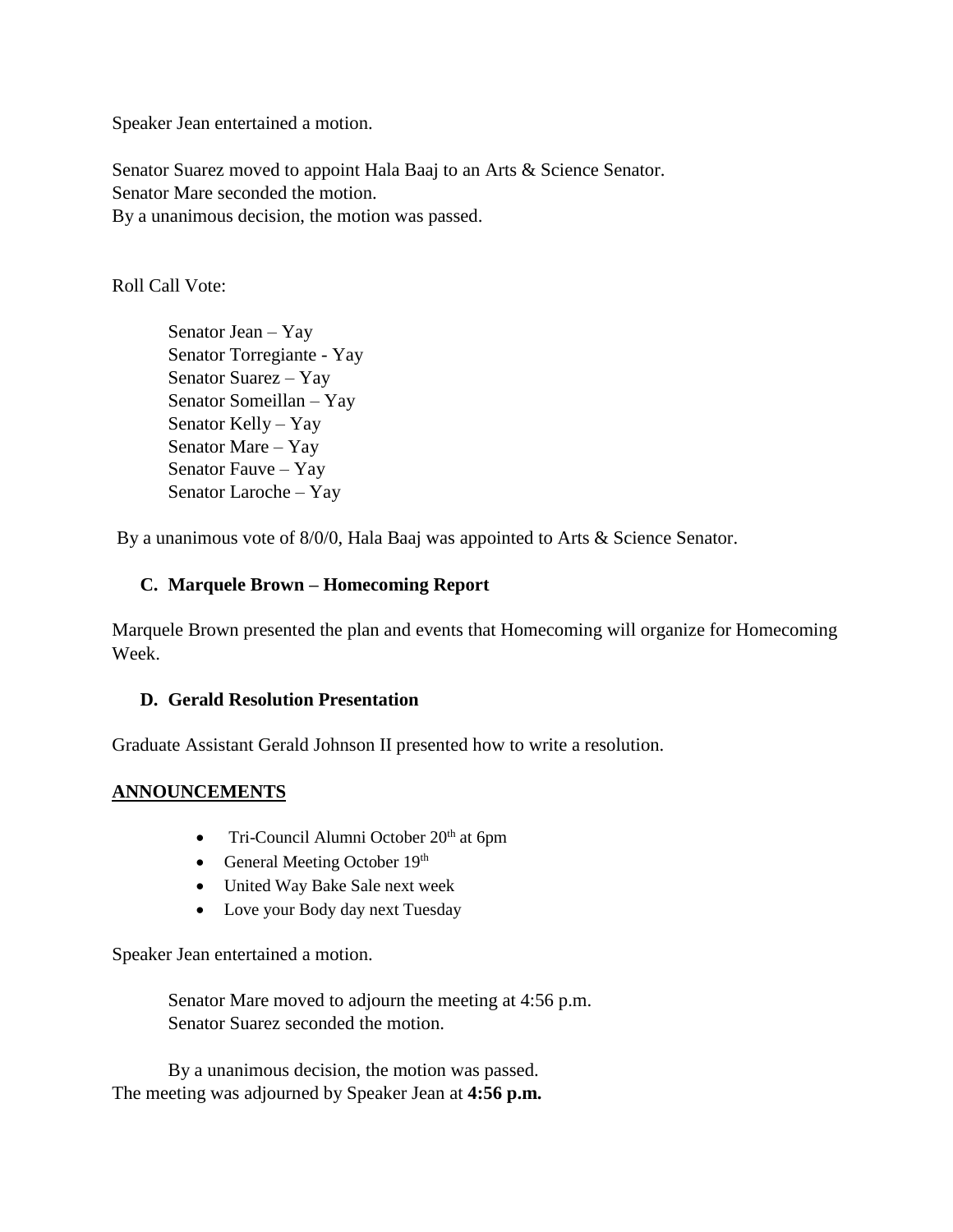Speaker Jean entertained a motion.

Senator Suarez moved to appoint Hala Baaj to an Arts & Science Senator.
Senator Mare seconded the motion.
By a unanimous decision, the motion was passed.

Roll Call Vote:

Senator Jean – Yay
Senator Torregiante - Yay
Senator Suarez – Yay
Senator Someillan – Yay
Senator Kelly – Yay
Senator Mare – Yay
Senator Fauve – Yay
Senator Laroche – Yay

By a unanimous vote of 8/0/0, Hala Baaj was appointed to Arts & Science Senator.

**C. Marquele Brown – Homecoming Report**

Marquele Brown presented the plan and events that Homecoming will organize for Homecoming Week.

**D. Gerald Resolution Presentation**

Graduate Assistant Gerald Johnson II presented how to write a resolution.

## ANNOUNCEMENTS

- Tri-Council Alumni October 20th at 6pm
- General Meeting October 19th
- United Way Bake Sale next week
- Love your Body day next Tuesday

Speaker Jean entertained a motion.

Senator Mare moved to adjourn the meeting at 4:56 p.m.
Senator Suarez seconded the motion.

By a unanimous decision, the motion was passed.
The meeting was adjourned by Speaker Jean at **4:56 p.m.**